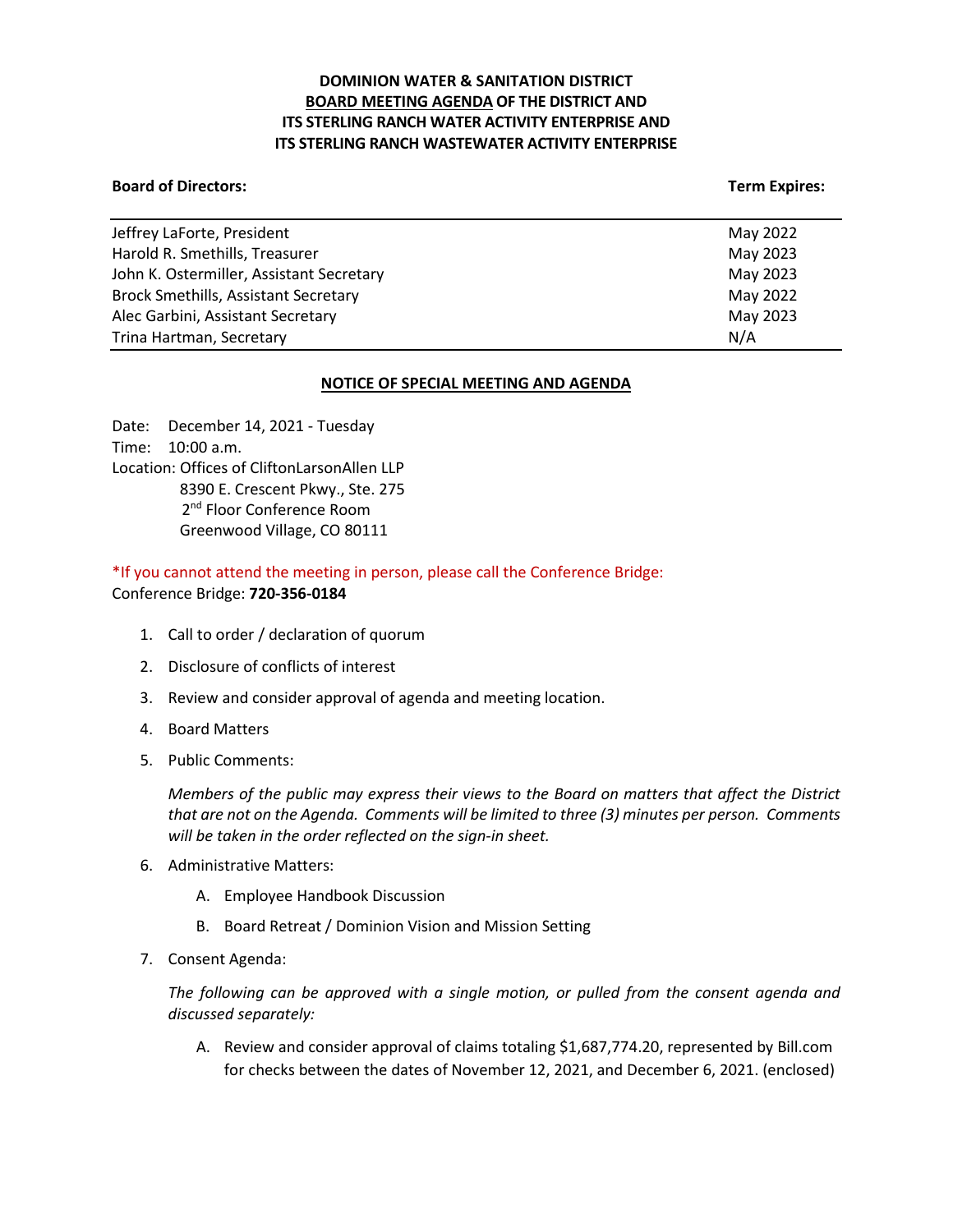**DOMINION WATER & SANITATION DISTRICT**
**BOARD MEETING AGENDA OF THE DISTRICT AND**
**ITS STERLING RANCH WATER ACTIVITY ENTERPRISE AND**
**ITS STERLING RANCH WASTEWATER ACTIVITY ENTERPRISE**

| **Board of Directors:** | **Term Expires:** |
| --- | --- |
| Jeffrey LaForte, President | May 2022 |
| Harold R. Smethills, Treasurer | May 2023 |
| John K. Ostermiller, Assistant Secretary | May 2023 |
| Brock Smethills, Assistant Secretary | May 2022 |
| Alec Garbini, Assistant Secretary | May 2023 |
| Trina Hartman, Secretary | N/A |

## NOTICE OF SPECIAL MEETING AND AGENDA

Date: December 14, 2021 - Tuesday
Time: 10:00 a.m.
Location: Offices of CliftonLarsonAllen LLP
8390 E. Crescent Pkwy., Ste. 275
2nd Floor Conference Room
Greenwood Village, CO 80111

*If you cannot attend the meeting in person, please call the Conference Bridge:
Conference Bridge: **720-356-0184**

1. Call to order / declaration of quorum
2. Disclosure of conflicts of interest
3. Review and consider approval of agenda and meeting location.
4. Board Matters
5. Public Comments:

   *Members of the public may express their views to the Board on matters that affect the District that are not on the Agenda. Comments will be limited to three (3) minutes per person. Comments will be taken in the order reflected on the sign-in sheet.*

6. Administrative Matters:

   A. Employee Handbook Discussion

   B. Board Retreat / Dominion Vision and Mission Setting

7. Consent Agenda:

   *The following can be approved with a single motion, or pulled from the consent agenda and discussed separately:*

   A. Review and consider approval of claims totaling $1,687,774.20, represented by Bill.com for checks between the dates of November 12, 2021, and December 6, 2021. (enclosed)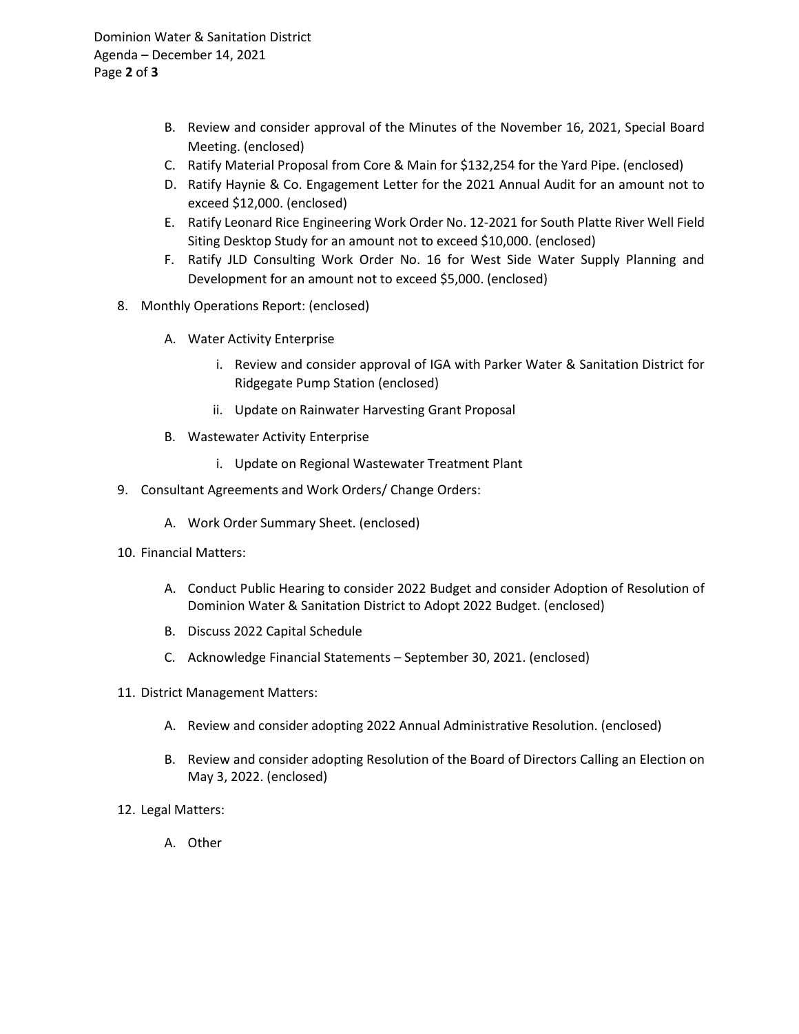B. Review and consider approval of the Minutes of the November 16, 2021, Special Board Meeting. (enclosed)
C. Ratify Material Proposal from Core & Main for $132,254 for the Yard Pipe. (enclosed)
D. Ratify Haynie & Co. Engagement Letter for the 2021 Annual Audit for an amount not to exceed $12,000. (enclosed)
E. Ratify Leonard Rice Engineering Work Order No. 12-2021 for South Platte River Well Field Siting Desktop Study for an amount not to exceed $10,000. (enclosed)
F. Ratify JLD Consulting Work Order No. 16 for West Side Water Supply Planning and Development for an amount not to exceed $5,000. (enclosed)

8. Monthly Operations Report: (enclosed)

   A. Water Activity Enterprise

      i. Review and consider approval of IGA with Parker Water & Sanitation District for Ridgegate Pump Station (enclosed)

      ii. Update on Rainwater Harvesting Grant Proposal

   B. Wastewater Activity Enterprise

      i. Update on Regional Wastewater Treatment Plant

9. Consultant Agreements and Work Orders/ Change Orders:

   A. Work Order Summary Sheet. (enclosed)

10. Financial Matters:

    A. Conduct Public Hearing to consider 2022 Budget and consider Adoption of Resolution of Dominion Water & Sanitation District to Adopt 2022 Budget. (enclosed)

    B. Discuss 2022 Capital Schedule

    C. Acknowledge Financial Statements – September 30, 2021. (enclosed)

11. District Management Matters:

    A. Review and consider adopting 2022 Annual Administrative Resolution. (enclosed)

    B. Review and consider adopting Resolution of the Board of Directors Calling an Election on May 3, 2022. (enclosed)

12. Legal Matters:

    A. Other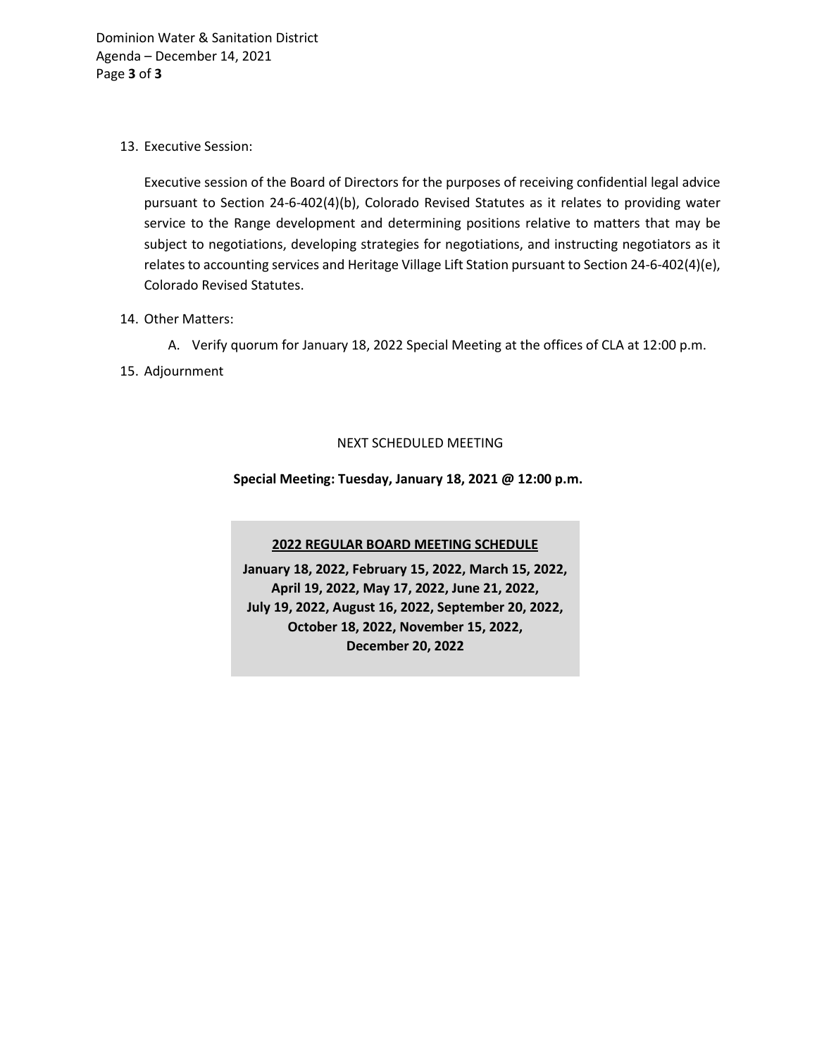13. Executive Session:

    Executive session of the Board of Directors for the purposes of receiving confidential legal advice pursuant to Section 24-6-402(4)(b), Colorado Revised Statutes as it relates to providing water service to the Range development and determining positions relative to matters that may be subject to negotiations, developing strategies for negotiations, and instructing negotiators as it relates to accounting services and Heritage Village Lift Station pursuant to Section 24-6-402(4)(e), Colorado Revised Statutes.

14. Other Matters:

    A. Verify quorum for January 18, 2022 Special Meeting at the offices of CLA at 12:00 p.m.

15. Adjournment

NEXT SCHEDULED MEETING

**Special Meeting: Tuesday, January 18, 2021 @ 12:00 p.m.**

**2022 REGULAR BOARD MEETING SCHEDULE**

**January 18, 2022, February 15, 2022, March 15, 2022, April 19, 2022, May 17, 2022, June 21, 2022, July 19, 2022, August 16, 2022, September 20, 2022, October 18, 2022, November 15, 2022, December 20, 2022**